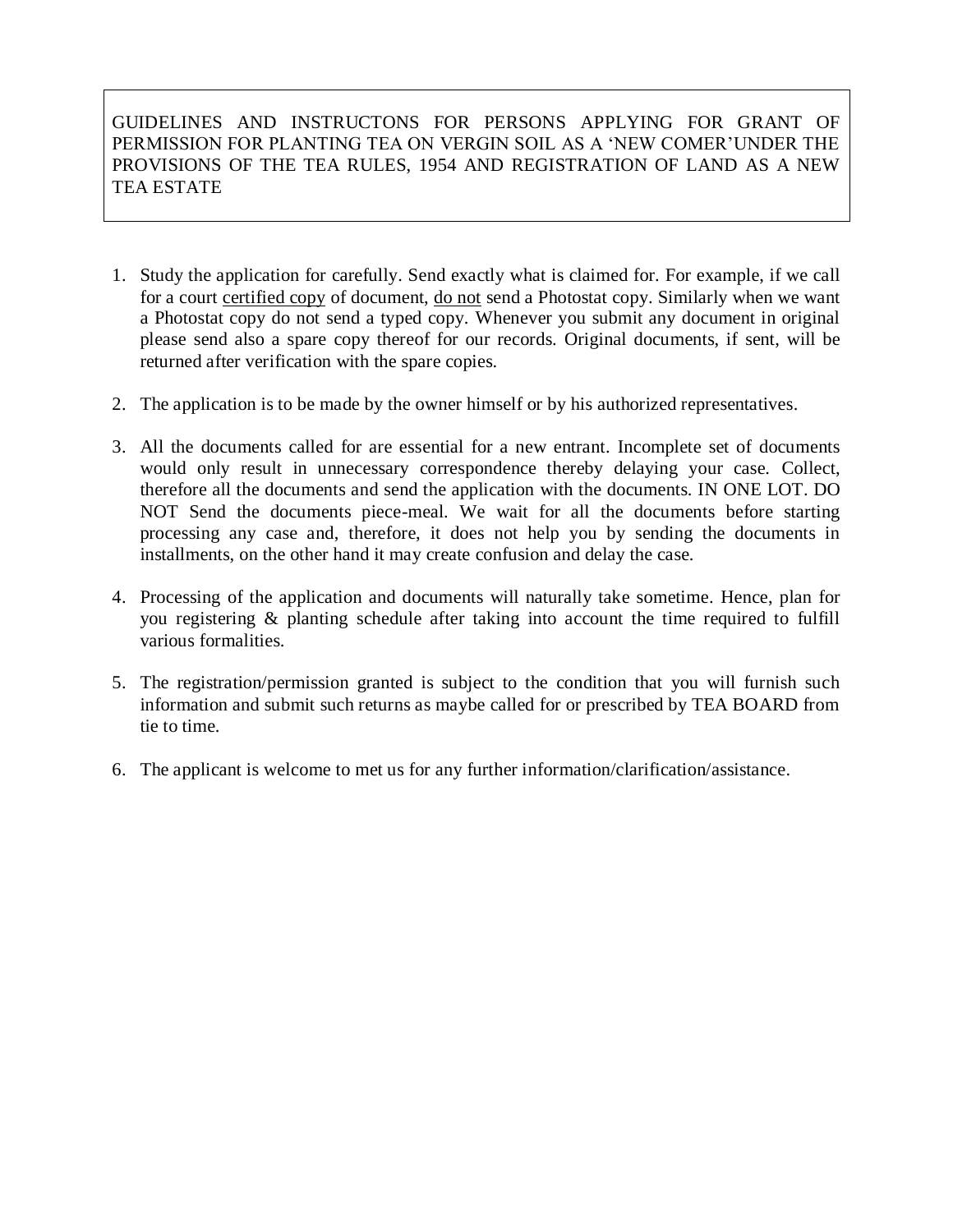GUIDELINES AND INSTRUCTONS FOR PERSONS APPLYING FOR GRANT OF PERMISSION FOR PLANTING TEA ON VERGIN SOIL AS A 'NEW COMER'UNDER THE PROVISIONS OF THE TEA RULES, 1954 AND REGISTRATION OF LAND AS A NEW TEA ESTATE

1. Study the application for carefully. Send exactly what is claimed for. For example, if we call for a court <u>certified copy</u> of document, <u>do not</u> send a Photostat copy. Similarly when we want a Photostat copy do not send a typed copy. Whenever you submit any document in original please send also a spare copy thereof for our records. Original documents, if sent, will be returned after verification with the spare copies.

2. The application is to be made by the owner himself or by his authorized representatives.

3. All the documents called for are essential for a new entrant. Incomplete set of documents would only result in unnecessary correspondence thereby delaying your case. Collect, therefore all the documents and send the application with the documents. IN ONE LOT. DO NOT Send the documents piece-meal. We wait for all the documents before starting processing any case and, therefore, it does not help you by sending the documents in installments, on the other hand it may create confusion and delay the case.

4. Processing of the application and documents will naturally take sometime. Hence, plan for you registering & planting schedule after taking into account the time required to fulfill various formalities.

5. The registration/permission granted is subject to the condition that you will furnish such information and submit such returns as maybe called for or prescribed by TEA BOARD from tie to time.

6. The applicant is welcome to met us for any further information/clarification/assistance.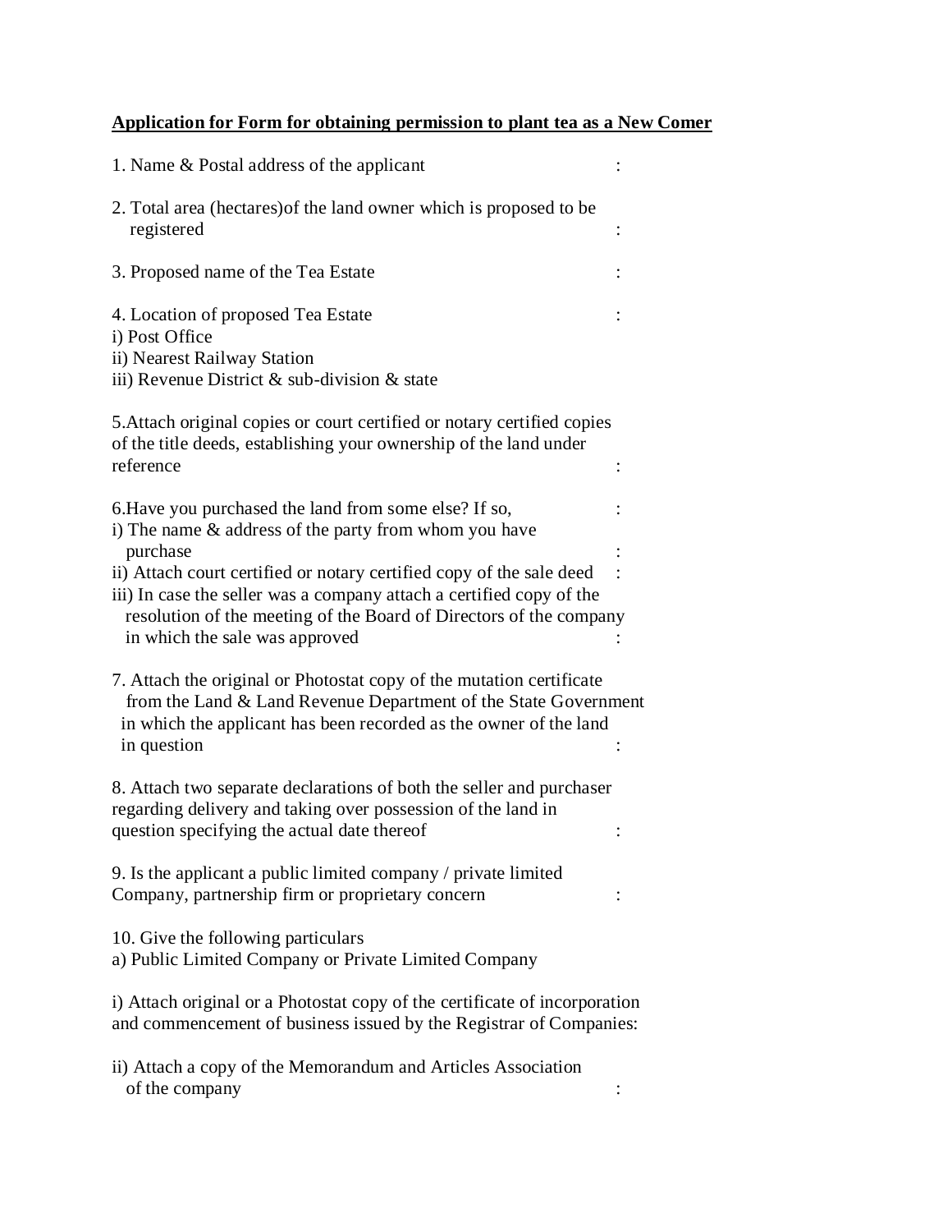**Application for Form for obtaining permission to plant tea as a New Comer**

1. Name & Postal address of the applicant :

2. Total area (hectares)of the land owner which is proposed to be registered :

3. Proposed name of the Tea Estate :

4. Location of proposed Tea Estate :
   i) Post Office
   ii) Nearest Railway Station
   iii) Revenue District & sub-division & state

5. Attach original copies or court certified or notary certified copies of the title deeds, establishing your ownership of the land under reference :

6. Have you purchased the land from some else? If so, :
   i) The name & address of the party from whom you have purchase :
   ii) Attach court certified or notary certified copy of the sale deed :
   iii) In case the seller was a company attach a certified copy of the resolution of the meeting of the Board of Directors of the company in which the sale was approved :

7. Attach the original or Photostat copy of the mutation certificate from the Land & Land Revenue Department of the State Government in which the applicant has been recorded as the owner of the land in question :

8. Attach two separate declarations of both the seller and purchaser regarding delivery and taking over possession of the land in question specifying the actual date thereof :

9. Is the applicant a public limited company / private limited Company, partnership firm or proprietary concern :

10. Give the following particulars
    a) Public Limited Company or Private Limited Company

    i) Attach original or a Photostat copy of the certificate of incorporation and commencement of business issued by the Registrar of Companies:

    ii) Attach a copy of the Memorandum and Articles Association of the company :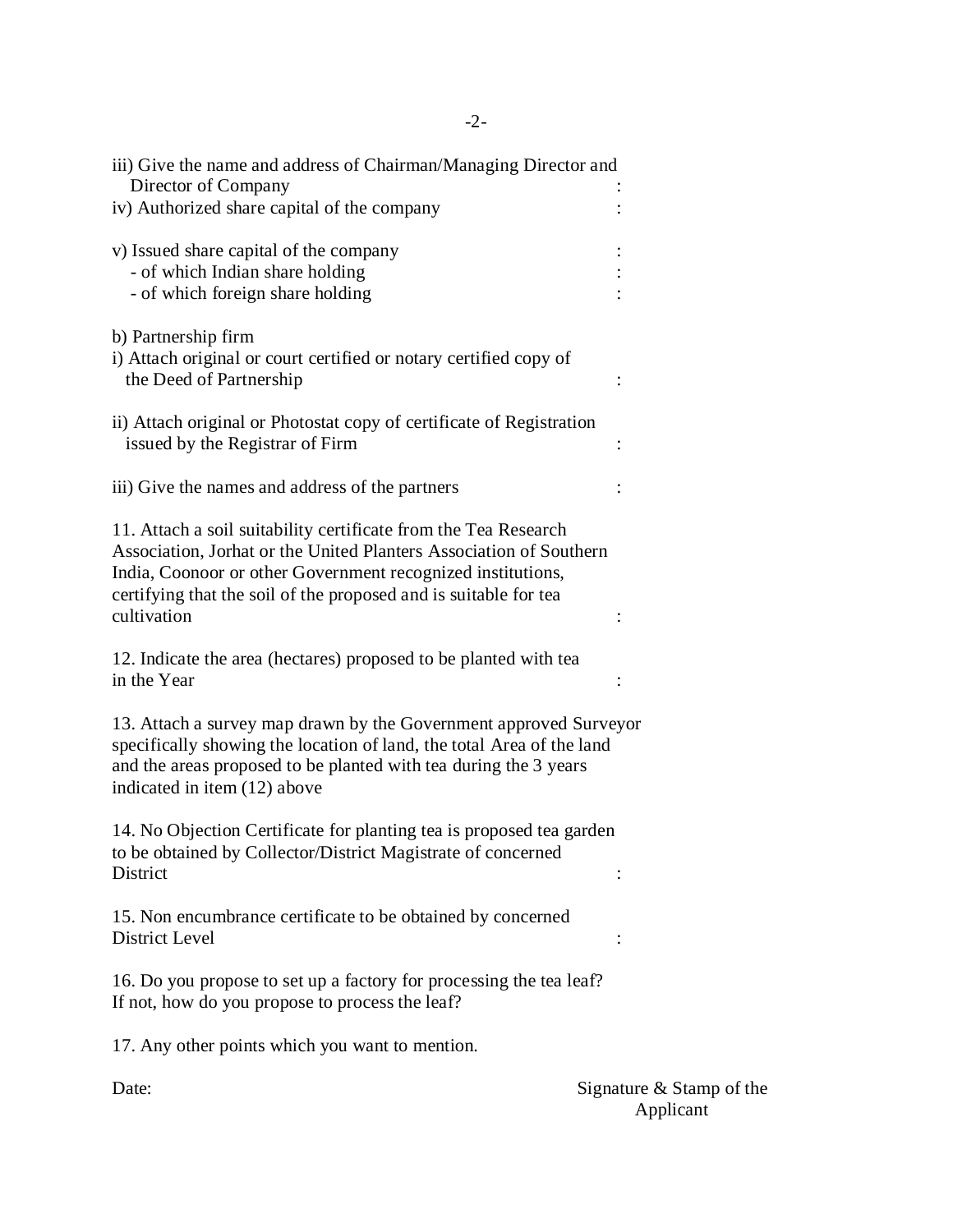iii) Give the name and address of Chairman/Managing Director and Director of Company :

iv) Authorized share capital of the company :

v) Issued share capital of the company :
- of which Indian share holding :
- of which foreign share holding :

b) Partnership firm

i) Attach original or court certified or notary certified copy of the Deed of Partnership :

ii) Attach original or Photostat copy of certificate of Registration issued by the Registrar of Firm :

iii) Give the names and address of the partners :

11. Attach a soil suitability certificate from the Tea Research Association, Jorhat or the United Planters Association of Southern India, Coonoor or other Government recognized institutions, certifying that the soil of the proposed and is suitable for tea cultivation :

12. Indicate the area (hectares) proposed to be planted with tea in the Year :

13. Attach a survey map drawn by the Government approved Surveyor specifically showing the location of land, the total Area of the land and the areas proposed to be planted with tea during the 3 years indicated in item (12) above

14. No Objection Certificate for planting tea is proposed tea garden to be obtained by Collector/District Magistrate of concerned District :

15. Non encumbrance certificate to be obtained by concerned District Level :

16. Do you propose to set up a factory for processing the tea leaf? If not, how do you propose to process the leaf?

17. Any other points which you want to mention.

Date:

Signature & Stamp of the Applicant